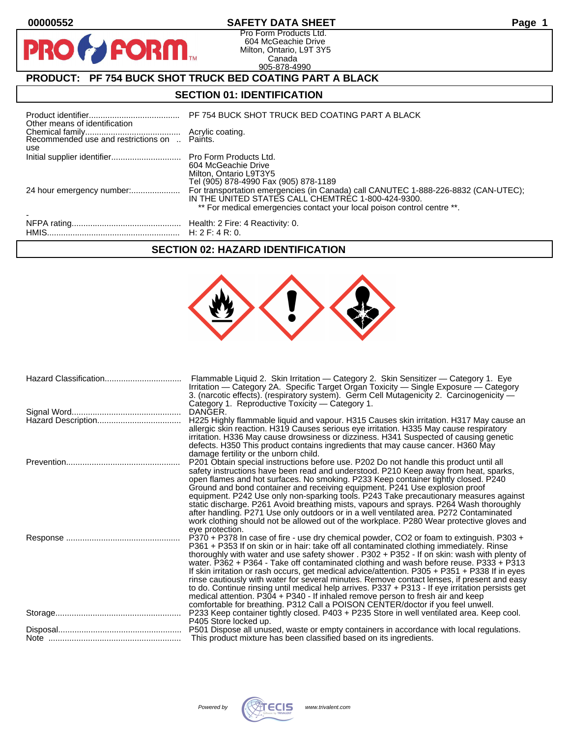00000552

# SAFETY DATA SHEET

Pro Form Products Ltd.
604 McGeachie Drive
Milton, Ontario, L9T 3Y5
Canada
905-878-4990

## PRODUCT: PF 754 BUCK SHOT TRUCK BED COATING PART A BLACK

## SECTION 01: IDENTIFICATION

| | |
|---|---|
| Product identifier | PF 754 BUCK SHOT TRUCK BED COATING PART A BLACK |
| Other means of identification | |
| Chemical family | Acrylic coating. |
| Recommended use and restrictions on use | Paints. |
| Initial supplier identifier | Pro Form Products Ltd.<br>604 McGeachie Drive<br>Milton, Ontario L9T3Y5<br>Tel (905) 878-4990 Fax (905) 878-1189 |
| 24 hour emergency number: | For transportation emergencies (in Canada) call CANUTEC 1-888-226-8832 (CAN-UTEC); IN THE UNITED STATES CALL CHEMTREC 1-800-424-9300.<br>** For medical emergencies contact your local poison control centre **. |
| - | |
| NFPA rating | Health: 2 Fire: 4 Reactivity: 0. |
| HMIS | H: 2 F: 4 R: 0. |

## SECTION 02: HAZARD IDENTIFICATION

| | |
|---|---|
| Hazard Classification | Flammable Liquid 2. Skin Irritation — Category 2. Skin Sensitizer — Category 1. Eye Irritation — Category 2A. Specific Target Organ Toxicity — Single Exposure — Category 3. (narcotic effects). (respiratory system). Germ Cell Mutagenicity 2. Carcinogenicity — Category 1. Reproductive Toxicity — Category 1. |
| Signal Word | DANGER. |
| Hazard Description | H225 Highly flammable liquid and vapour. H315 Causes skin irritation. H317 May cause an allergic skin reaction. H319 Causes serious eye irritation. H335 May cause respiratory irritation. H336 May cause drowsiness or dizziness. H341 Suspected of causing genetic defects. H350 This product contains ingredients that may cause cancer. H360 May damage fertility or the unborn child. |
| Prevention | P201 Obtain special instructions before use. P202 Do not handle this product until all safety instructions have been read and understood. P210 Keep away from heat, sparks, open flames and hot surfaces. No smoking. P233 Keep container tightly closed. P240 Ground and bond container and receiving equipment. P241 Use explosion proof equipment. P242 Use only non-sparking tools. P243 Take precautionary measures against static discharge. P261 Avoid breathing mists, vapours and sprays. P264 Wash thoroughly after handling. P271 Use only outdoors or in a well ventilated area. P272 Contaminated work clothing should not be allowed out of the workplace. P280 Wear protective gloves and eye protection. |
| Response | P370 + P378 In case of fire - use dry chemical powder, CO2 or foam to extinguish. P303 + P361 + P353 If on skin or in hair: take off all contaminated clothing immediately. Rinse thoroughly with water and use safety shower . P302 + P352 - If on skin: wash with plenty of water. P362 + P364 - Take off contaminated clothing and wash before reuse. P333 + P313 If skin irritation or rash occurs, get medical advice/attention. P305 + P351 + P338 If in eyes rinse cautiously with water for several minutes. Remove contact lenses, if present and easy to do. Continue rinsing until medical help arrives. P337 + P313 - If eye irritation persists get medical attention. P304 + P340 - If inhaled remove person to fresh air and keep comfortable for breathing. P312 Call a POISON CENTER/doctor if you feel unwell. |
| Storage | P233 Keep container tightly closed. P403 + P235 Store in well ventilated area. Keep cool. P405 Store locked up. |
| Disposal | P501 Dispose all unused, waste or empty containers in accordance with local regulations. |
| Note | This product mixture has been classified based on its ingredients. |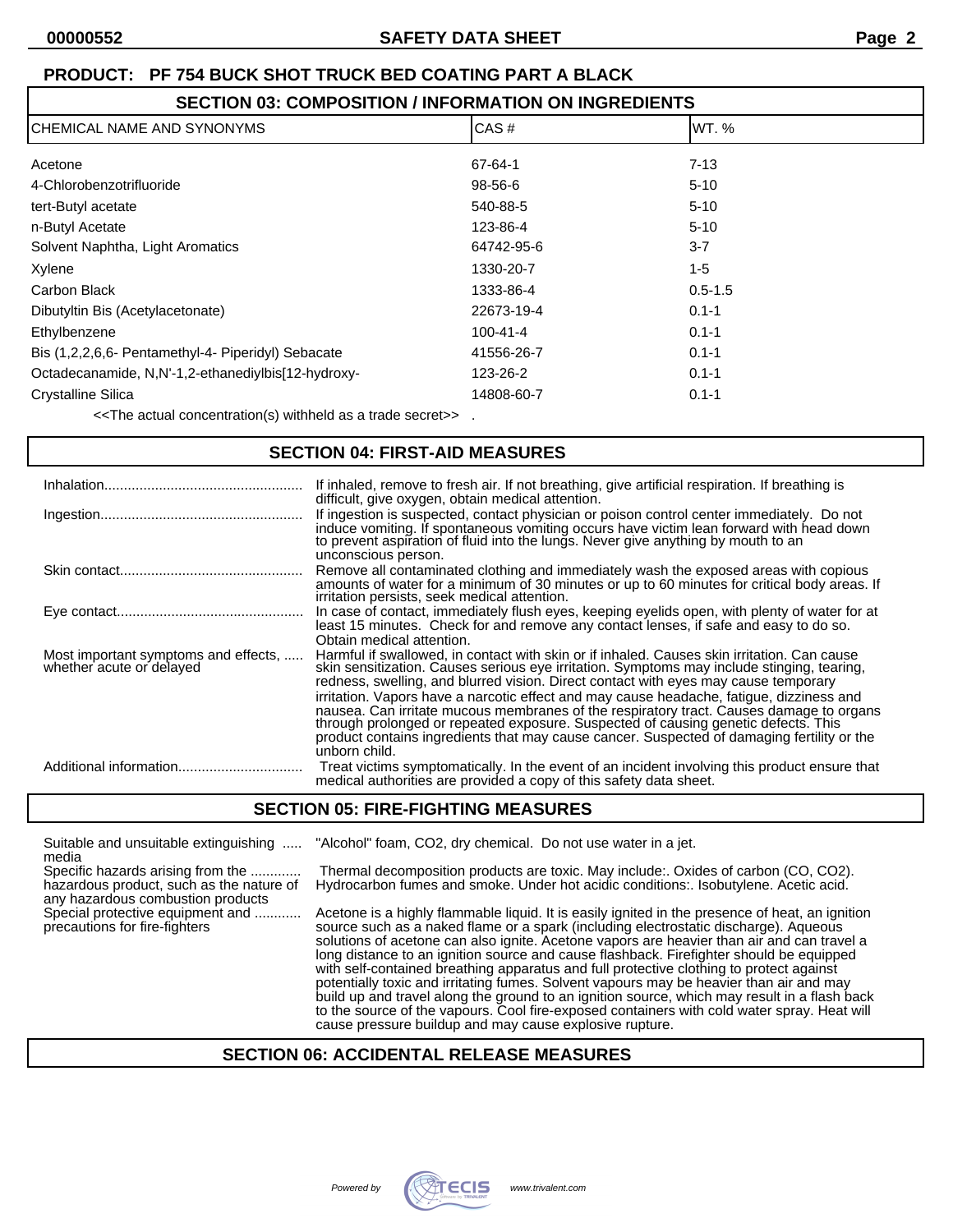**PRODUCT: PF 754 BUCK SHOT TRUCK BED COATING PART A BLACK**

## SECTION 03: COMPOSITION / INFORMATION ON INGREDIENTS

| CHEMICAL NAME AND SYNONYMS | CAS # | WT. % |
|---|---|---|
| Acetone | 67-64-1 | 7-13 |
| 4-Chlorobenzotrifluoride | 98-56-6 | 5-10 |
| tert-Butyl acetate | 540-88-5 | 5-10 |
| n-Butyl Acetate | 123-86-4 | 5-10 |
| Solvent Naphtha, Light Aromatics | 64742-95-6 | 3-7 |
| Xylene | 1330-20-7 | 1-5 |
| Carbon Black | 1333-86-4 | 0.5-1.5 |
| Dibutyltin Bis (Acetylacetonate) | 22673-19-4 | 0.1-1 |
| Ethylbenzene | 100-41-4 | 0.1-1 |
| Bis (1,2,2,6,6- Pentamethyl-4- Piperidyl) Sebacate | 41556-26-7 | 0.1-1 |
| Octadecanamide, N,N'-1,2-ethanediylbis[12-hydroxy- | 123-26-2 | 0.1-1 |
| Crystalline Silica | 14808-60-7 | 0.1-1 |

<<The actual concentration(s) withheld as a trade secret>> .

## SECTION 04: FIRST-AID MEASURES

**Inhalation:** If inhaled, remove to fresh air. If not breathing, give artificial respiration. If breathing is difficult, give oxygen, obtain medical attention.

**Ingestion:** If ingestion is suspected, contact physician or poison control center immediately. Do not induce vomiting. If spontaneous vomiting occurs have victim lean forward with head down to prevent aspiration of fluid into the lungs. Never give anything by mouth to an unconscious person.

**Skin contact:** Remove all contaminated clothing and immediately wash the exposed areas with copious amounts of water for a minimum of 30 minutes or up to 60 minutes for critical body areas. If irritation persists, seek medical attention.

**Eye contact:** In case of contact, immediately flush eyes, keeping eyelids open, with plenty of water for at least 15 minutes. Check for and remove any contact lenses, if safe and easy to do so. Obtain medical attention.

**Most important symptoms and effects, whether acute or delayed:** Harmful if swallowed, in contact with skin or if inhaled. Causes skin irritation. Can cause skin sensitization. Causes serious eye irritation. Symptoms may include stinging, tearing, redness, swelling, and blurred vision. Direct contact with eyes may cause temporary irritation. Vapors have a narcotic effect and may cause headache, fatigue, dizziness and nausea. Can irritate mucous membranes of the respiratory tract. Causes damage to organs through prolonged or repeated exposure. Suspected of causing genetic defects. This product contains ingredients that may cause cancer. Suspected of damaging fertility or the unborn child.

**Additional information:** Treat victims symptomatically. In the event of an incident involving this product ensure that medical authorities are provided a copy of this safety data sheet.

## SECTION 05: FIRE-FIGHTING MEASURES

**Suitable and unsuitable extinguishing media:** "Alcohol" foam, CO2, dry chemical. Do not use water in a jet.

**Specific hazards arising from the hazardous product, such as the nature of any hazardous combustion products:** Thermal decomposition products are toxic. May include:. Oxides of carbon (CO, CO2). Hydrocarbon fumes and smoke. Under hot acidic conditions:. Isobutylene. Acetic acid.

**Special protective equipment and precautions for fire-fighters:** Acetone is a highly flammable liquid. It is easily ignited in the presence of heat, an ignition source such as a naked flame or a spark (including electrostatic discharge). Aqueous solutions of acetone can also ignite. Acetone vapors are heavier than air and can travel a long distance to an ignition source and cause flashback. Firefighter should be equipped with self-contained breathing apparatus and full protective clothing to protect against potentially toxic and irritating fumes. Solvent vapours may be heavier than air and may build up and travel along the ground to an ignition source, which may result in a flash back to the source of the vapours. Cool fire-exposed containers with cold water spray. Heat will cause pressure buildup and may cause explosive rupture.

## SECTION 06: ACCIDENTAL RELEASE MEASURES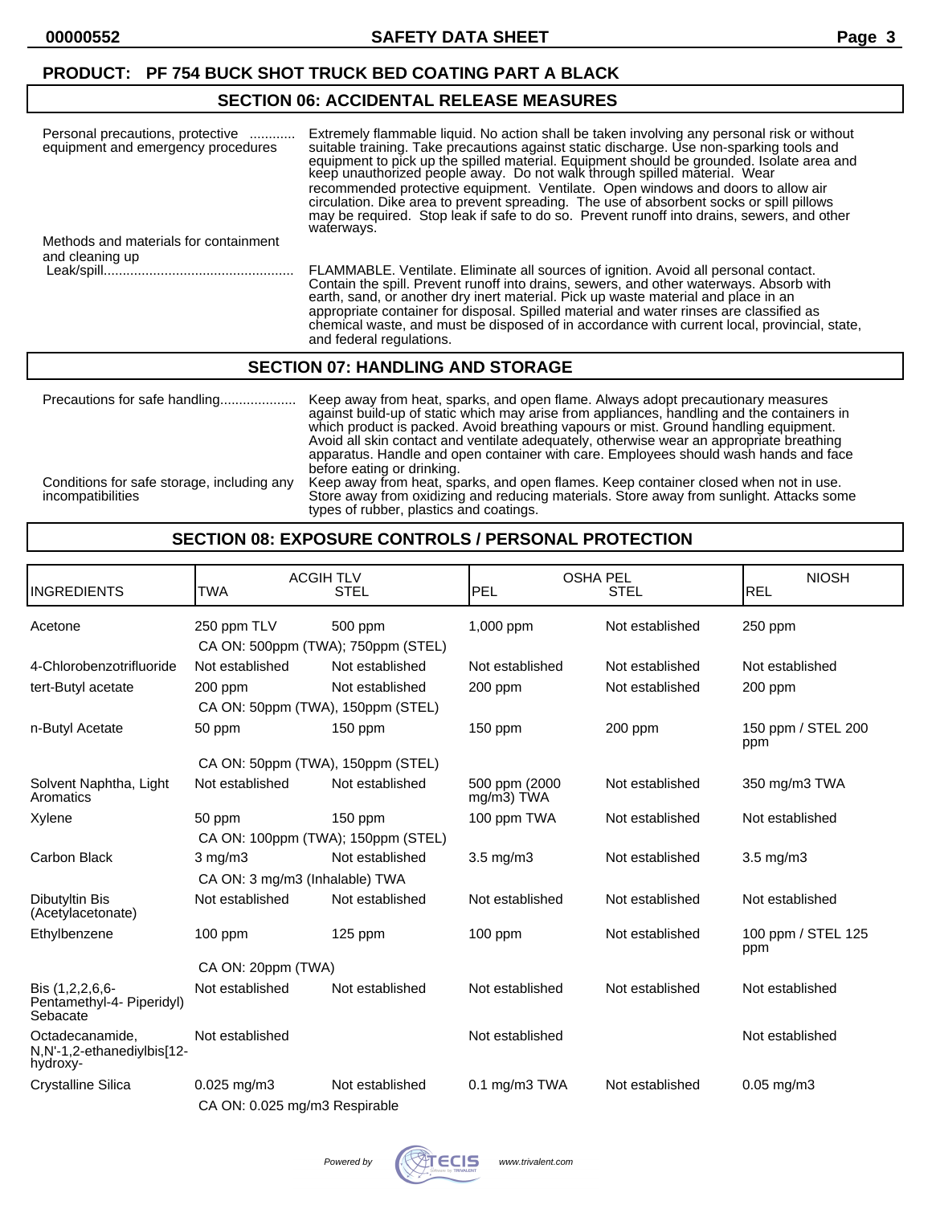**PRODUCT: PF 754 BUCK SHOT TRUCK BED COATING PART A BLACK**

## SECTION 06: ACCIDENTAL RELEASE MEASURES

**Personal precautions, protective equipment and emergency procedures**............ Extremely flammable liquid. No action shall be taken involving any personal risk or without suitable training. Take precautions against static discharge. Use non-sparking tools and equipment to pick up the spilled material. Equipment should be grounded. Isolate area and keep unauthorized people away. Do not walk through spilled material. Wear recommended protective equipment. Ventilate. Open windows and doors to allow air circulation. Dike area to prevent spreading. The use of absorbent socks or spill pillows may be required. Stop leak if safe to do so. Prevent runoff into drains, sewers, and other waterways.

**Methods and materials for containment and cleaning up**

Leak/spill.................................................. FLAMMABLE. Ventilate. Eliminate all sources of ignition. Avoid all personal contact. Contain the spill. Prevent runoff into drains, sewers, and other waterways. Absorb with earth, sand, or another dry inert material. Pick up waste material and place in an appropriate container for disposal. Spilled material and water rinses are classified as chemical waste, and must be disposed of in accordance with current local, provincial, state, and federal regulations.

## SECTION 07: HANDLING AND STORAGE

**Precautions for safe handling**.................... Keep away from heat, sparks, and open flame. Always adopt precautionary measures against build-up of static which may arise from appliances, handling and the containers in which product is packed. Avoid breathing vapours or mist. Ground handling equipment. Avoid all skin contact and ventilate adequately, otherwise wear an appropriate breathing apparatus. Handle and open container with care. Employees should wash hands and face before eating or drinking.

**Conditions for safe storage, including any incompatibilities** Keep away from heat, sparks, and open flames. Keep container closed when not in use. Store away from oxidizing and reducing materials. Store away from sunlight. Attacks some types of rubber, plastics and coatings.

## SECTION 08: EXPOSURE CONTROLS / PERSONAL PROTECTION

| INGREDIENTS | ACGIH TLV TWA | ACGIH TLV STEL | OSHA PEL PEL | OSHA PEL STEL | NIOSH REL |
|---|---|---|---|---|---|
| Acetone | 250 ppm TLV | 500 ppm | 1,000 ppm | Not established | 250 ppm |
| | CA ON: 500ppm (TWA); 750ppm (STEL) | | | | |
| 4-Chlorobenzotrifluoride | Not established | Not established | Not established | Not established | Not established |
| tert-Butyl acetate | 200 ppm | Not established | 200 ppm | Not established | 200 ppm |
| | CA ON: 50ppm (TWA), 150ppm (STEL) | | | | |
| n-Butyl Acetate | 50 ppm | 150 ppm | 150 ppm | 200 ppm | 150 ppm / STEL 200 ppm |
| | CA ON: 50ppm (TWA), 150ppm (STEL) | | | | |
| Solvent Naphtha, Light Aromatics | Not established | Not established | 500 ppm (2000 mg/m3) TWA | Not established | 350 mg/m3 TWA |
| Xylene | 50 ppm | 150 ppm | 100 ppm TWA | Not established | Not established |
| | CA ON: 100ppm (TWA); 150ppm (STEL) | | | | |
| Carbon Black | 3 mg/m3 | Not established | 3.5 mg/m3 | Not established | 3.5 mg/m3 |
| | CA ON: 3 mg/m3 (Inhalable) TWA | | | | |
| Dibutyltin Bis (Acetylacetonate) | Not established | Not established | Not established | Not established | Not established |
| Ethylbenzene | 100 ppm | 125 ppm | 100 ppm | Not established | 100 ppm / STEL 125 ppm |
| | CA ON: 20ppm (TWA) | | | | |
| Bis (1,2,2,6,6-Pentamethyl-4- Piperidyl) Sebacate | Not established | Not established | Not established | Not established | Not established |
| Octadecanamide, N,N'-1,2-ethanediylbis[12-hydroxy- | Not established | | Not established | | Not established |
| Crystalline Silica | 0.025 mg/m3 | Not established | 0.1 mg/m3 TWA | Not established | 0.05 mg/m3 |
| | CA ON: 0.025 mg/m3 Respirable | | | | |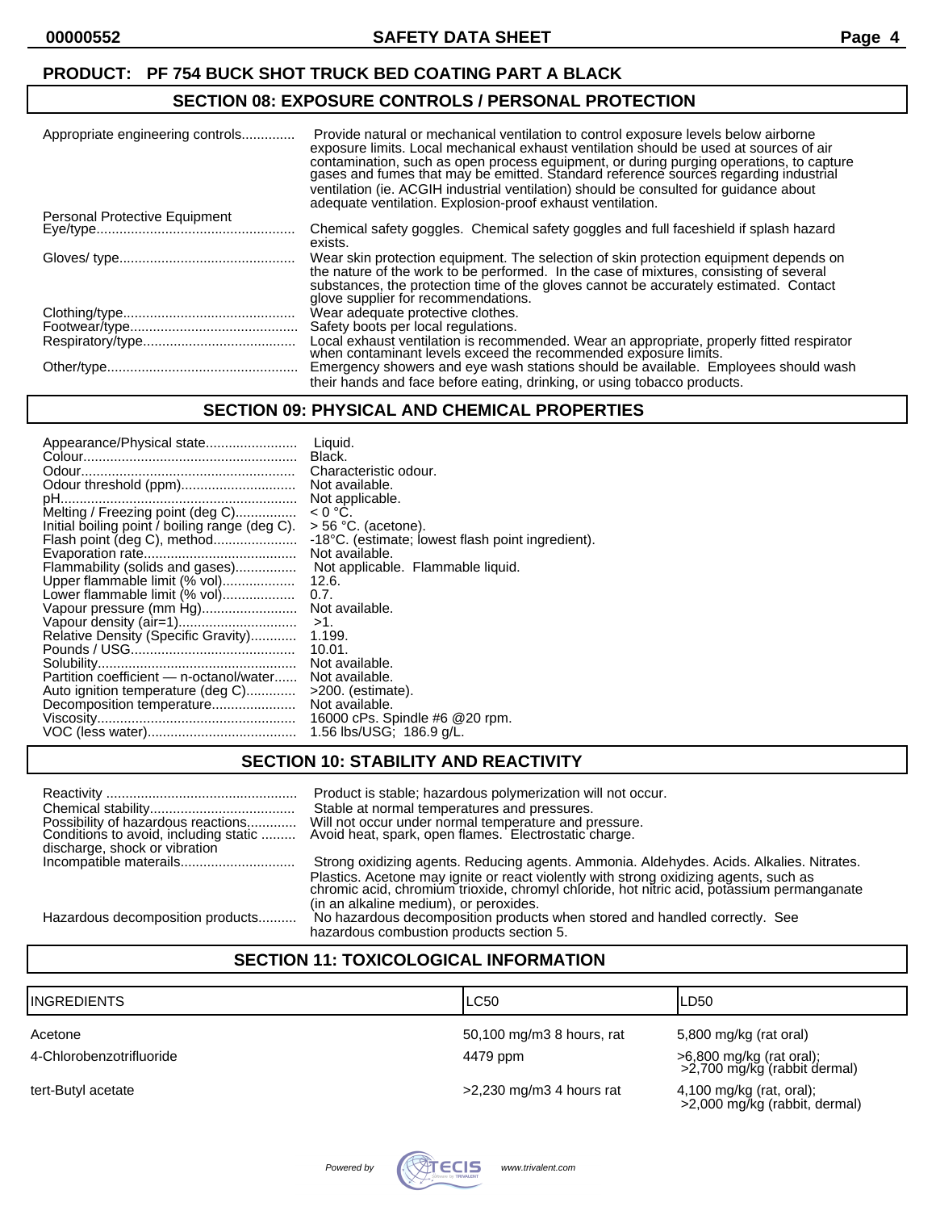**PRODUCT: PF 754 BUCK SHOT TRUCK BED COATING PART A BLACK**

## SECTION 08: EXPOSURE CONTROLS / PERSONAL PROTECTION

Appropriate engineering controls............. Provide natural or mechanical ventilation to control exposure levels below airborne exposure limits. Local mechanical exhaust ventilation should be used at sources of air contamination, such as open process equipment, or during purging operations, to capture gases and fumes that may be emitted. Standard reference sources regarding industrial ventilation (ie. ACGIH industrial ventilation) should be consulted for guidance about adequate ventilation. Explosion-proof exhaust ventilation.

Personal Protective Equipment

Eye/type.................................................... Chemical safety goggles. Chemical safety goggles and full faceshield if splash hazard exists.

Gloves/ type.............................................. Wear skin protection equipment. The selection of skin protection equipment depends on the nature of the work to be performed. In the case of mixtures, consisting of several substances, the protection time of the gloves cannot be accurately estimated. Contact glove supplier for recommendations.

Clothing/type............................................. Wear adequate protective clothes.

Footwear/type............................................ Safety boots per local regulations.

Respiratory/type........................................ Local exhaust ventilation is recommended. Wear an appropriate, properly fitted respirator when contaminant levels exceed the recommended exposure limits.

Other/type.................................................. Emergency showers and eye wash stations should be available. Employees should wash their hands and face before eating, drinking, or using tobacco products.

## SECTION 09: PHYSICAL AND CHEMICAL PROPERTIES

Appearance/Physical state........................ Liquid.
Colour......................................................... Black.
Odour......................................................... Characteristic odour.
Odour threshold (ppm).............................. Not available.
pH.............................................................. Not applicable.
Melting / Freezing point (deg C)................ < 0 °C.
Initial boiling point / boiling range (deg C). > 56 °C. (acetone).
Flash point (deg C), method...................... -18°C. (estimate; lowest flash point ingredient).
Evaporation rate........................................ Not available.
Flammability (solids and gases)................ Not applicable. Flammable liquid.
Upper flammable limit (% vol)................... 12.6.
Lower flammable limit (% vol)................... 0.7.
Vapour pressure (mm Hg)......................... Not available.
Vapour density (air=1)............................... >1.
Relative Density (Specific Gravity)............ 1.199.
Pounds / USG............................................ 10.01.
Solubility.................................................... Not available.
Partition coefficient — n-octanol/water...... Not available.
Auto ignition temperature (deg C)............. >200. (estimate).
Decomposition temperature...................... Not available.
Viscosity.................................................... 16000 cPs. Spindle #6 @20 rpm.
VOC (less water)....................................... 1.56 lbs/USG; 186.9 g/L.

## SECTION 10: STABILITY AND REACTIVITY

Reactivity .................................................. Product is stable; hazardous polymerization will not occur.
Chemical stability...................................... Stable at normal temperatures and pressures.
Possibility of hazardous reactions............. Will not occur under normal temperature and pressure.
Conditions to avoid, including static discharge, shock or vibration ......... Avoid heat, spark, open flames. Electrostatic charge.
Incompatible materails.............................. Strong oxidizing agents. Reducing agents. Ammonia. Aldehydes. Acids. Alkalies. Nitrates. Plastics. Acetone may ignite or react violently with strong oxidizing agents, such as chromic acid, chromium trioxide, chromyl chloride, hot nitric acid, potassium permanganate (in an alkaline medium), or peroxides.
Hazardous decomposition products.......... No hazardous decomposition products when stored and handled correctly. See hazardous combustion products section 5.

## SECTION 11: TOXICOLOGICAL INFORMATION

| INGREDIENTS | LC50 | LD50 |
|---|---|---|
| Acetone | 50,100 mg/m3 8 hours, rat | 5,800 mg/kg (rat oral) |
| 4-Chlorobenzotrifluoride | 4479 ppm | >6,800 mg/kg (rat oral); >2,700 mg/kg (rabbit dermal) |
| tert-Butyl acetate | >2,230 mg/m3 4 hours rat | 4,100 mg/kg (rat, oral); >2,000 mg/kg (rabbit, dermal) |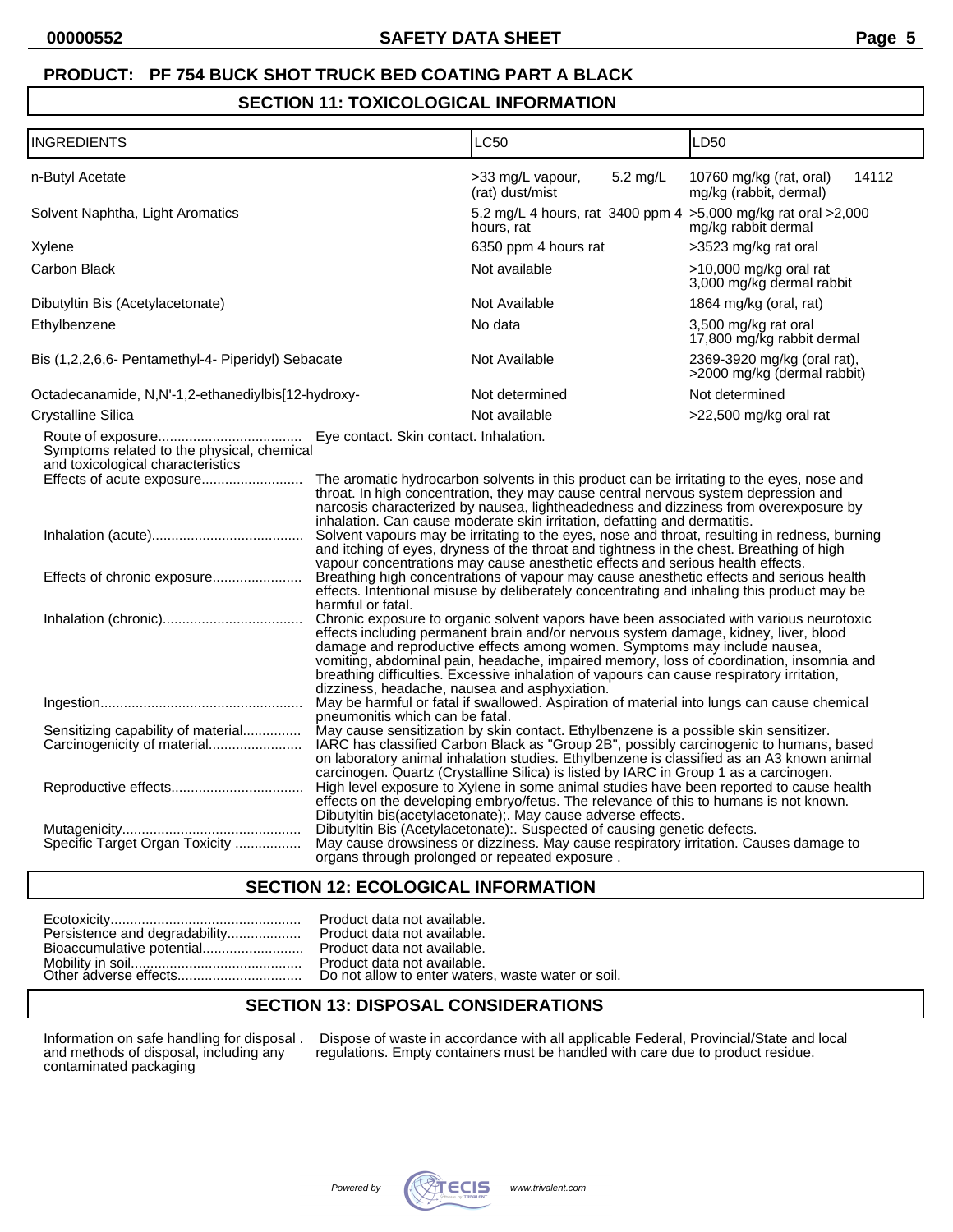**PRODUCT: PF 754 BUCK SHOT TRUCK BED COATING PART A BLACK**

## SECTION 11: TOXICOLOGICAL INFORMATION

| INGREDIENTS | LC50 | LD50 |
|---|---|---|
| n-Butyl Acetate | >33 mg/L vapour, (rat) 5.2 mg/L dust/mist | 10760 mg/kg (rat, oral) 14112 mg/kg (rabbit, dermal) |
| Solvent Naphtha, Light Aromatics | 5.2 mg/L 4 hours, rat 3400 ppm 4 hours, rat | >5,000 mg/kg rat oral >2,000 mg/kg rabbit dermal |
| Xylene | 6350 ppm 4 hours rat | >3523 mg/kg rat oral |
| Carbon Black | Not available | >10,000 mg/kg oral rat 3,000 mg/kg dermal rabbit |
| Dibutyltin Bis (Acetylacetonate) | Not Available | 1864 mg/kg (oral, rat) |
| Ethylbenzene | No data | 3,500 mg/kg rat oral 17,800 mg/kg rabbit dermal |
| Bis (1,2,2,6,6- Pentamethyl-4- Piperidyl) Sebacate | Not Available | 2369-3920 mg/kg (oral rat), >2000 mg/kg (dermal rabbit) |
| Octadecanamide, N,N'-1,2-ethanediylbis[12-hydroxy- | Not determined | Not determined |
| Crystalline Silica | Not available | >22,500 mg/kg oral rat |

Route of exposure.................................... Eye contact. Skin contact. Inhalation.

Symptoms related to the physical, chemical and toxicological characteristics

Effects of acute exposure.......................... The aromatic hydrocarbon solvents in this product can be irritating to the eyes, nose and throat. In high concentration, they may cause central nervous system depression and narcosis characterized by nausea, lightheadedness and dizziness from overexposure by inhalation. Can cause moderate skin irritation, defatting and dermatitis.

Inhalation (acute)....................................... Solvent vapours may be irritating to the eyes, nose and throat, resulting in redness, burning and itching of eyes, dryness of the throat and tightness in the chest. Breathing of high vapour concentrations may cause anesthetic effects and serious health effects.

Effects of chronic exposure....................... Breathing high concentrations of vapour may cause anesthetic effects and serious health effects. Intentional misuse by deliberately concentrating and inhaling this product may be harmful or fatal.

Inhalation (chronic).................................... Chronic exposure to organic solvent vapors have been associated with various neurotoxic effects including permanent brain and/or nervous system damage, kidney, liver, blood damage and reproductive effects among women. Symptoms may include nausea, vomiting, abdominal pain, headache, impaired memory, loss of coordination, insomnia and breathing difficulties. Excessive inhalation of vapours can cause respiratory irritation, dizziness, headache, nausea and asphyxiation.

Ingestion................................................... May be harmful or fatal if swallowed. Aspiration of material into lungs can cause chemical pneumonitis which can be fatal.

Sensitizing capability of material............... May cause sensitization by skin contact. Ethylbenzene is a possible skin sensitizer.

Carcinogenicity of material........................ IARC has classified Carbon Black as "Group 2B", possibly carcinogenic to humans, based on laboratory animal inhalation studies. Ethylbenzene is classified as an A3 known animal carcinogen. Quartz (Crystalline Silica) is listed by IARC in Group 1 as a carcinogen.

Reproductive effects.................................. High level exposure to Xylene in some animal studies have been reported to cause health effects on the developing embryo/fetus. The relevance of this to humans is not known. Dibutyltin bis(acetylacetonate);. May cause adverse effects.

Mutagenicity............................................. Dibutyltin Bis (Acetylacetonate):. Suspected of causing genetic defects.

Specific Target Organ Toxicity ................. May cause drowsiness or dizziness. May cause respiratory irritation. Causes damage to organs through prolonged or repeated exposure .

## SECTION 12: ECOLOGICAL INFORMATION

Ecotoxicity................................................ Product data not available.
Persistence and degradability................... Product data not available.
Bioaccumulative potential.......................... Product data not available.
Mobility in soil............................................ Product data not available.
Other adverse effects................................ Do not allow to enter waters, waste water or soil.

## SECTION 13: DISPOSAL CONSIDERATIONS

Information on safe handling for disposal . and methods of disposal, including any contaminated packaging — Dispose of waste in accordance with all applicable Federal, Provincial/State and local regulations. Empty containers must be handled with care due to product residue.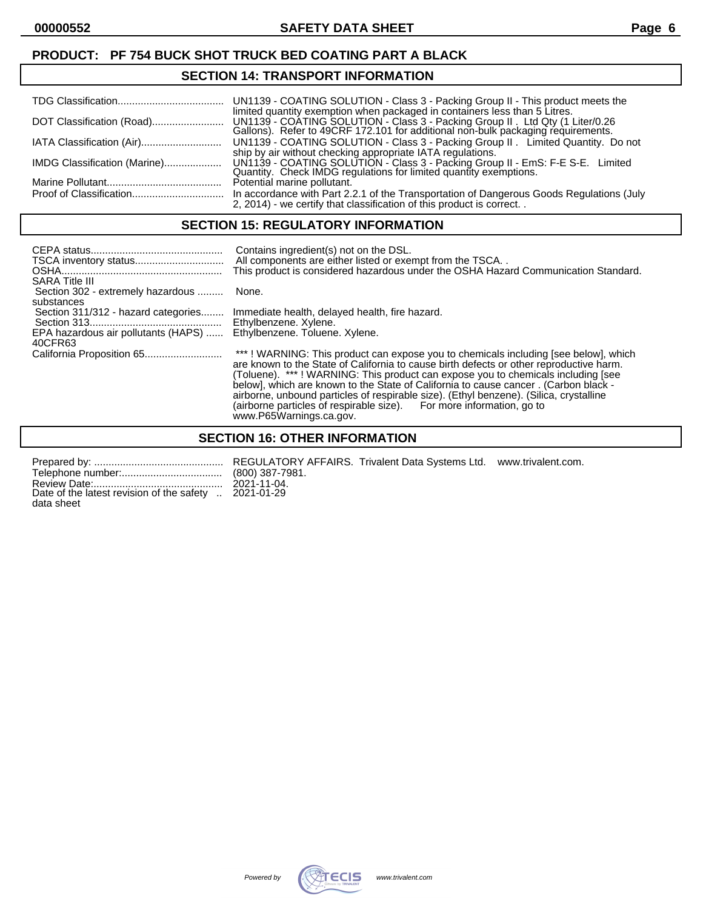**PRODUCT: PF 754 BUCK SHOT TRUCK BED COATING PART A BLACK**

## SECTION 14: TRANSPORT INFORMATION

| | |
|---|---|
| TDG Classification | UN1139 - COATING SOLUTION - Class 3 - Packing Group II - This product meets the limited quantity exemption when packaged in containers less than 5 Litres. |
| DOT Classification (Road) | UN1139 - COATING SOLUTION - Class 3 - Packing Group II . Ltd Qty (1 Liter/0.26 Gallons). Refer to 49CRF 172.101 for additional non-bulk packaging requirements. |
| IATA Classification (Air) | UN1139 - COATING SOLUTION - Class 3 - Packing Group II . Limited Quantity. Do not ship by air without checking appropriate IATA regulations. |
| IMDG Classification (Marine) | UN1139 - COATING SOLUTION - Class 3 - Packing Group II - EmS: F-E S-E. Limited Quantity. Check IMDG regulations for limited quantity exemptions. |
| Marine Pollutant | Potential marine pollutant. |
| Proof of Classification | In accordance with Part 2.2.1 of the Transportation of Dangerous Goods Regulations (July 2, 2014) - we certify that classification of this product is correct. . |

## SECTION 15: REGULATORY INFORMATION

| | |
|---|---|
| CEPA status | Contains ingredient(s) not on the DSL. |
| TSCA inventory status | All components are either listed or exempt from the TSCA. . |
| OSHA | This product is considered hazardous under the OSHA Hazard Communication Standard. |
| SARA Title III | |
| Section 302 - extremely hazardous substances | None. |
| Section 311/312 - hazard categories | Immediate health, delayed health, fire hazard. |
| Section 313 | Ethylbenzene. Xylene. |
| EPA hazardous air pollutants (HAPS) 40CFR63 | Ethylbenzene. Toluene. Xylene. |
| California Proposition 65 | *** ! WARNING: This product can expose you to chemicals including [see below], which are known to the State of California to cause birth defects or other reproductive harm. (Toluene). *** ! WARNING: This product can expose you to chemicals including [see below], which are known to the State of California to cause cancer . (Carbon black - airborne, unbound particles of respirable size). (Ethyl benzene). (Silica, crystalline (airborne particles of respirable size). For more information, go to www.P65Warnings.ca.gov. |

## SECTION 16: OTHER INFORMATION

| | |
|---|---|
| Prepared by: | REGULATORY AFFAIRS. Trivalent Data Systems Ltd. www.trivalent.com. |
| Telephone number: | (800) 387-7981. |
| Review Date: | 2021-11-04. |
| Date of the latest revision of the safety data sheet | 2021-01-29 |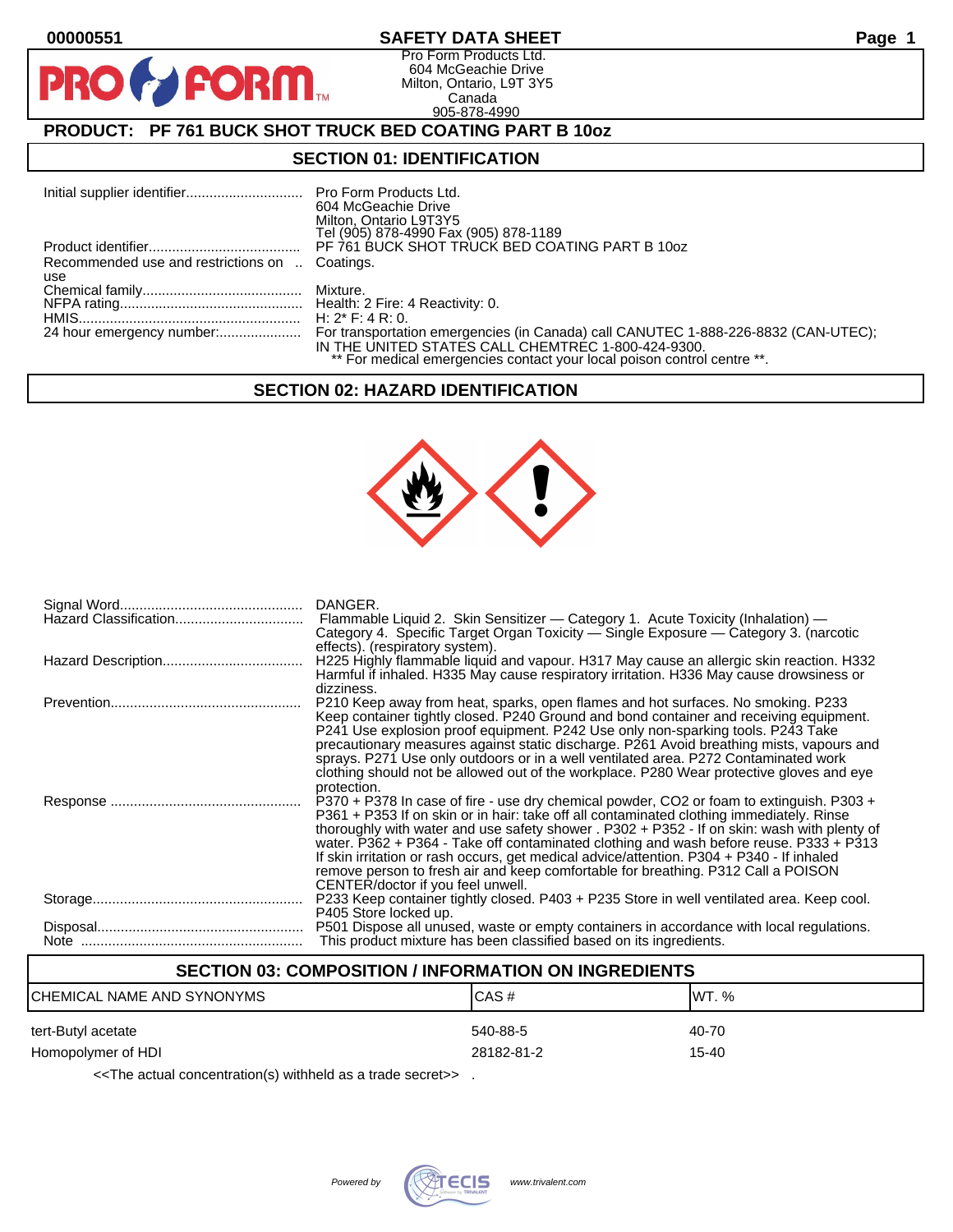00000551

# SAFETY DATA SHEET

Pro Form Products Ltd.
604 McGeachie Drive
Milton, Ontario, L9T 3Y5
Canada
905-878-4990

## PRODUCT: PF 761 BUCK SHOT TRUCK BED COATING PART B 10oz

## SECTION 01: IDENTIFICATION

| | |
|---|---|
| Initial supplier identifier.............................. | Pro Form Products Ltd.<br>604 McGeachie Drive<br>Milton, Ontario L9T3Y5<br>Tel (905) 878-4990 Fax (905) 878-1189 |
| Product identifier....................................... | PF 761 BUCK SHOT TRUCK BED COATING PART B 10oz |
| Recommended use and restrictions on use .. | Coatings. |
| Chemical family......................................... | Mixture. |
| NFPA rating............................................... | Health: 2 Fire: 4 Reactivity: 0. |
| HMIS.......................................................... | H: 2* F: 4 R: 0. |
| 24 hour emergency number:..................... | For transportation emergencies (in Canada) call CANUTEC 1-888-226-8832 (CAN-UTEC); IN THE UNITED STATES CALL CHEMTREC 1-800-424-9300.<br>** For medical emergencies contact your local poison control centre **. |

## SECTION 02: HAZARD IDENTIFICATION

| | |
|---|---|
| Signal Word.............................................. | DANGER. |
| Hazard Classification................................ | Flammable Liquid 2. Skin Sensitizer — Category 1. Acute Toxicity (Inhalation) — Category 4. Specific Target Organ Toxicity — Single Exposure — Category 3. (narcotic effects). (respiratory system). |
| Hazard Description................................... | H225 Highly flammable liquid and vapour. H317 May cause an allergic skin reaction. H332 Harmful if inhaled. H335 May cause respiratory irritation. H336 May cause drowsiness or dizziness. |
| Prevention................................................. | P210 Keep away from heat, sparks, open flames and hot surfaces. No smoking. P233 Keep container tightly closed. P240 Ground and bond container and receiving equipment. P241 Use explosion proof equipment. P242 Use only non-sparking tools. P243 Take precautionary measures against static discharge. P261 Avoid breathing mists, vapours and sprays. P271 Use only outdoors or in a well ventilated area. P272 Contaminated work clothing should not be allowed out of the workplace. P280 Wear protective gloves and eye protection. |
| Response ................................................. | P370 + P378 In case of fire - use dry chemical powder, CO2 or foam to extinguish. P303 + P361 + P353 If on skin or in hair: take off all contaminated clothing immediately. Rinse thoroughly with water and use safety shower . P302 + P352 - If on skin: wash with plenty of water. P362 + P364 - Take off contaminated clothing and wash before reuse. P333 + P313 If skin irritation or rash occurs, get medical advice/attention. P304 + P340 - If inhaled remove person to fresh air and keep comfortable for breathing. P312 Call a POISON CENTER/doctor if you feel unwell. |
| Storage..................................................... | P233 Keep container tightly closed. P403 + P235 Store in well ventilated area. Keep cool. P405 Store locked up. |
| Disposal.................................................... | P501 Dispose all unused, waste or empty containers in accordance with local regulations. |
| Note ........................................................ | This product mixture has been classified based on its ingredients. |

## SECTION 03: COMPOSITION / INFORMATION ON INGREDIENTS

| CHEMICAL NAME AND SYNONYMS | CAS # | WT. % |
|---|---|---|
| tert-Butyl acetate | 540-88-5 | 40-70 |
| Homopolymer of HDI | 28182-81-2 | 15-40 |

<<The actual concentration(s) withheld as a trade secret>> .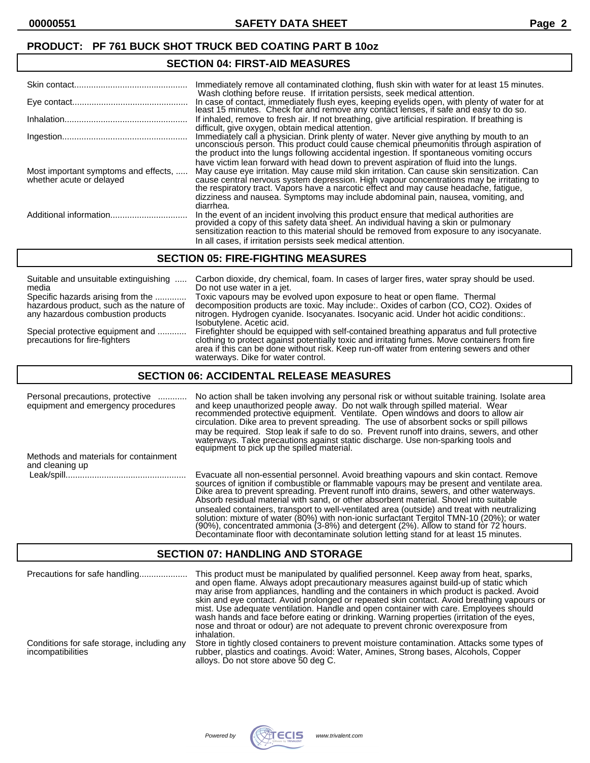**PRODUCT: PF 761 BUCK SHOT TRUCK BED COATING PART B 10oz**

## SECTION 04: FIRST-AID MEASURES

| | |
|---|---|
| Skin contact | Immediately remove all contaminated clothing, flush skin with water for at least 15 minutes. Wash clothing before reuse. If irritation persists, seek medical attention. |
| Eye contact | In case of contact, immediately flush eyes, keeping eyelids open, with plenty of water for at least 15 minutes. Check for and remove any contact lenses, if safe and easy to do so. |
| Inhalation | If inhaled, remove to fresh air. If not breathing, give artificial respiration. If breathing is difficult, give oxygen, obtain medical attention. |
| Ingestion | Immediately call a physician. Drink plenty of water. Never give anything by mouth to an unconscious person. This product could cause chemical pneumonitis through aspiration of the product into the lungs following accidental ingestion. If spontaneous vomiting occurs have victim lean forward with head down to prevent aspiration of fluid into the lungs. |
| Most important symptoms and effects, whether acute or delayed | May cause eye irritation. May cause mild skin irritation. Can cause skin sensitization. Can cause central nervous system depression. High vapour concentrations may be irritating to the respiratory tract. Vapors have a narcotic effect and may cause headache, fatigue, dizziness and nausea. Symptoms may include abdominal pain, nausea, vomiting, and diarrhea. |
| Additional information | In the event of an incident involving this product ensure that medical authorities are provided a copy of this safety data sheet. An individual having a skin or pulmonary sensitization reaction to this material should be removed from exposure to any isocyanate. In all cases, if irritation persists seek medical attention. |

## SECTION 05: FIRE-FIGHTING MEASURES

| | |
|---|---|
| Suitable and unsuitable extinguishing media | Carbon dioxide, dry chemical, foam. In cases of larger fires, water spray should be used. Do not use water in a jet. |
| Specific hazards arising from the hazardous product, such as the nature of any hazardous combustion products | Toxic vapours may be evolved upon exposure to heat or open flame. Thermal decomposition products are toxic. May include:. Oxides of carbon (CO, $CO_2$). Oxides of nitrogen. Hydrogen cyanide. Isocyanates. Isocyanic acid. Under hot acidic conditions:. Isobutylene. Acetic acid. |
| Special protective equipment and precautions for fire-fighters | Firefighter should be equipped with self-contained breathing apparatus and full protective clothing to protect against potentially toxic and irritating fumes. Move containers from fire area if this can be done without risk. Keep run-off water from entering sewers and other waterways. Dike for water control. |

## SECTION 06: ACCIDENTAL RELEASE MEASURES

| | |
|---|---|
| Personal precautions, protective equipment and emergency procedures | No action shall be taken involving any personal risk or without suitable training. Isolate area and keep unauthorized people away. Do not walk through spilled material. Wear recommended protective equipment. Ventilate. Open windows and doors to allow air circulation. Dike area to prevent spreading. The use of absorbent socks or spill pillows may be required. Stop leak if safe to do so. Prevent runoff into drains, sewers, and other waterways. Take precautions against static discharge. Use non-sparking tools and equipment to pick up the spilled material. |
| Methods and materials for containment and cleaning up | |
| Leak/spill | Evacuate all non-essential personnel. Avoid breathing vapours and skin contact. Remove sources of ignition if combustible or flammable vapours may be present and ventilate area. Dike area to prevent spreading. Prevent runoff into drains, sewers, and other waterways. Absorb residual material with sand, or other absorbent material. Shovel into suitable unsealed containers, transport to well-ventilated area (outside) and treat with neutralizing solution: mixture of water (80%) with non-ionic surfactant Tergitol TMN-10 (20%); or water (90%), concentrated ammonia (3-8%) and detergent (2%). Allow to stand for 72 hours. Decontaminate floor with decontaminate solution letting stand for at least 15 minutes. |

## SECTION 07: HANDLING AND STORAGE

| | |
|---|---|
| Precautions for safe handling | This product must be manipulated by qualified personnel. Keep away from heat, sparks, and open flame. Always adopt precautionary measures against build-up of static which may arise from appliances, handling and the containers in which product is packed. Avoid skin and eye contact. Avoid prolonged or repeated skin contact. Avoid breathing vapours or mist. Use adequate ventilation. Handle and open container with care. Employees should wash hands and face before eating or drinking. Warning properties (irritation of the eyes, nose and throat or odour) are not adequate to prevent chronic overexposure from inhalation. |
| Conditions for safe storage, including any incompatibilities | Store in tightly closed containers to prevent moisture contamination. Attacks some types of rubber, plastics and coatings. Avoid: Water, Amines, Strong bases, Alcohols, Copper alloys. Do not store above 50 deg C. |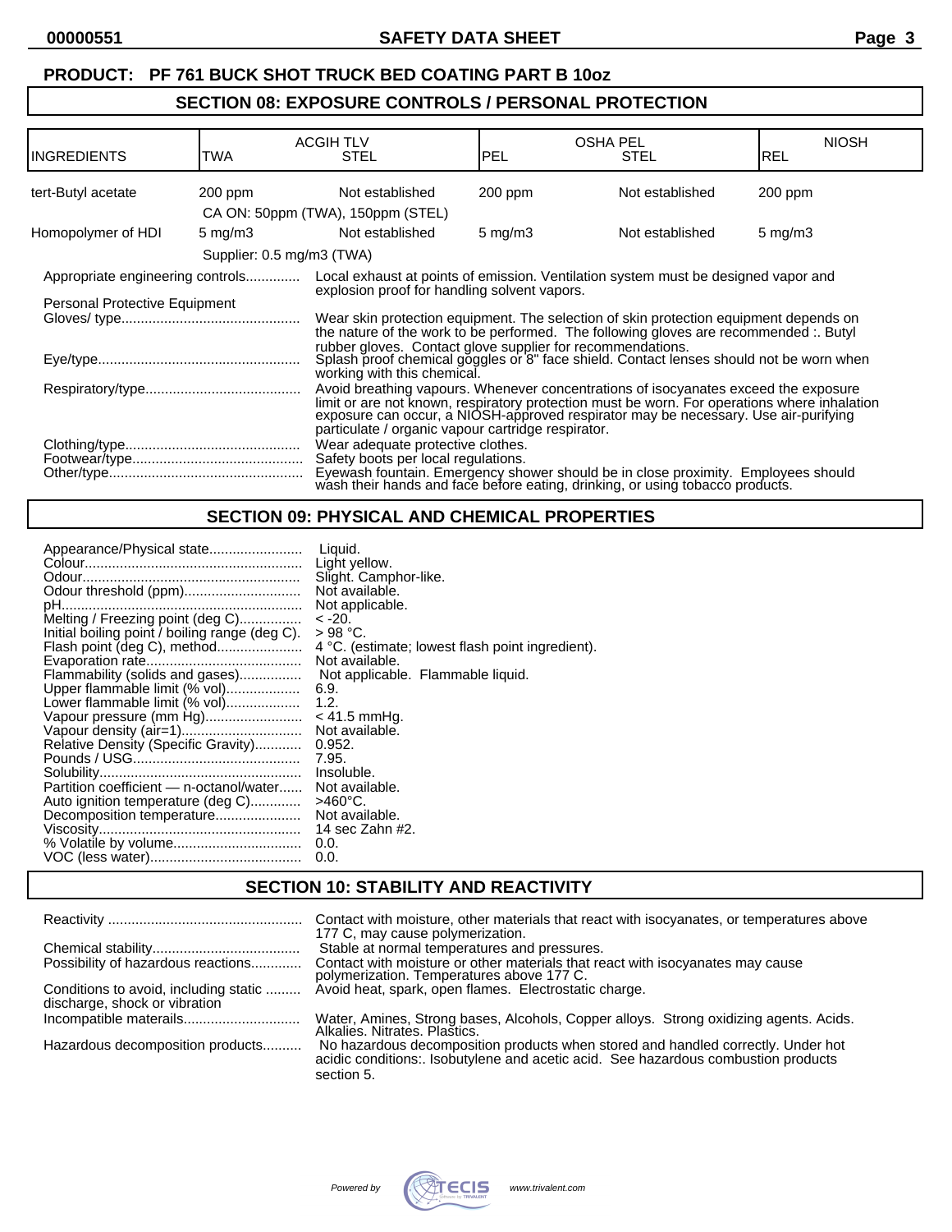**PRODUCT: PF 761 BUCK SHOT TRUCK BED COATING PART B 10oz**

## SECTION 08: EXPOSURE CONTROLS / PERSONAL PROTECTION

| INGREDIENTS | ACGIH TLV TWA | ACGIH TLV STEL | OSHA PEL PEL | OSHA PEL STEL | NIOSH REL |
|---|---|---|---|---|---|
| tert-Butyl acetate | 200 ppm | Not established | 200 ppm | Not established | 200 ppm |
| | CA ON: 50ppm (TWA), 150ppm (STEL) | | | | |
| Homopolymer of HDI | 5 mg/m3 | Not established | 5 mg/m3 | Not established | 5 mg/m3 |
| | Supplier: 0.5 mg/m3 (TWA) | | | | |

Appropriate engineering controls............. Local exhaust at points of emission. Ventilation system must be designed vapor and explosion proof for handling solvent vapors.

Personal Protective Equipment

Gloves/ type............................................. Wear skin protection equipment. The selection of skin protection equipment depends on the nature of the work to be performed. The following gloves are recommended :. Butyl rubber gloves. Contact glove supplier for recommendations.

Eye/type................................................... Splash proof chemical goggles or 8" face shield. Contact lenses should not be worn when working with this chemical.

Respiratory/type....................................... Avoid breathing vapours. Whenever concentrations of isocyanates exceed the exposure limit or are not known, respiratory protection must be worn. For operations where inhalation exposure can occur, a NIOSH-approved respirator may be necessary. Use air-purifying particulate / organic vapour cartridge respirator.

Clothing/type............................................ Wear adequate protective clothes.

Footwear/type........................................... Safety boots per local regulations.

Other/type................................................. Eyewash fountain. Emergency shower should be in close proximity. Employees should wash their hands and face before eating, drinking, or using tobacco products.

## SECTION 09: PHYSICAL AND CHEMICAL PROPERTIES

Appearance/Physical state........................ Liquid.
Colour....................................................... Light yellow.
Odour........................................................ Slight. Camphor-like.
Odour threshold (ppm).............................. Not available.
pH.............................................................. Not applicable.
Melting / Freezing point (deg C)................ < -20.
Initial boiling point / boiling range (deg C). > 98 °C.
Flash point (deg C), method...................... 4 °C. (estimate; lowest flash point ingredient).
Evaporation rate........................................ Not available.
Flammability (solids and gases)................ Not applicable. Flammable liquid.
Upper flammable limit (% vol)................... 6.9.
Lower flammable limit (% vol)................... 1.2.
Vapour pressure (mm Hg)......................... < 41.5 mmHg.
Vapour density (air=1)............................... Not available.
Relative Density (Specific Gravity)............ 0.952.
Pounds / USG........................................... 7.95.
Solubility.................................................... Insoluble.
Partition coefficient — n-octanol/water...... Not available.
Auto ignition temperature (deg C)............. >460°C.
Decomposition temperature...................... Not available.
Viscosity.................................................... 14 sec Zahn #2.
% Volatile by volume................................. 0.0.
VOC (less water)....................................... 0.0.

## SECTION 10: STABILITY AND REACTIVITY

Reactivity .................................................. Contact with moisture, other materials that react with isocyanates, or temperatures above 177 C, may cause polymerization.
Chemical stability...................................... Stable at normal temperatures and pressures.
Possibility of hazardous reactions............. Contact with moisture or other materials that react with isocyanates may cause polymerization. Temperatures above 177 C.
Conditions to avoid, including static discharge, shock or vibration ......... Avoid heat, spark, open flames. Electrostatic charge.
Incompatible materails.............................. Water, Amines, Strong bases, Alcohols, Copper alloys. Strong oxidizing agents. Acids. Alkalies. Nitrates. Plastics.
Hazardous decomposition products.......... No hazardous decomposition products when stored and handled correctly. Under hot acidic conditions:. Isobutylene and acetic acid. See hazardous combustion products section 5.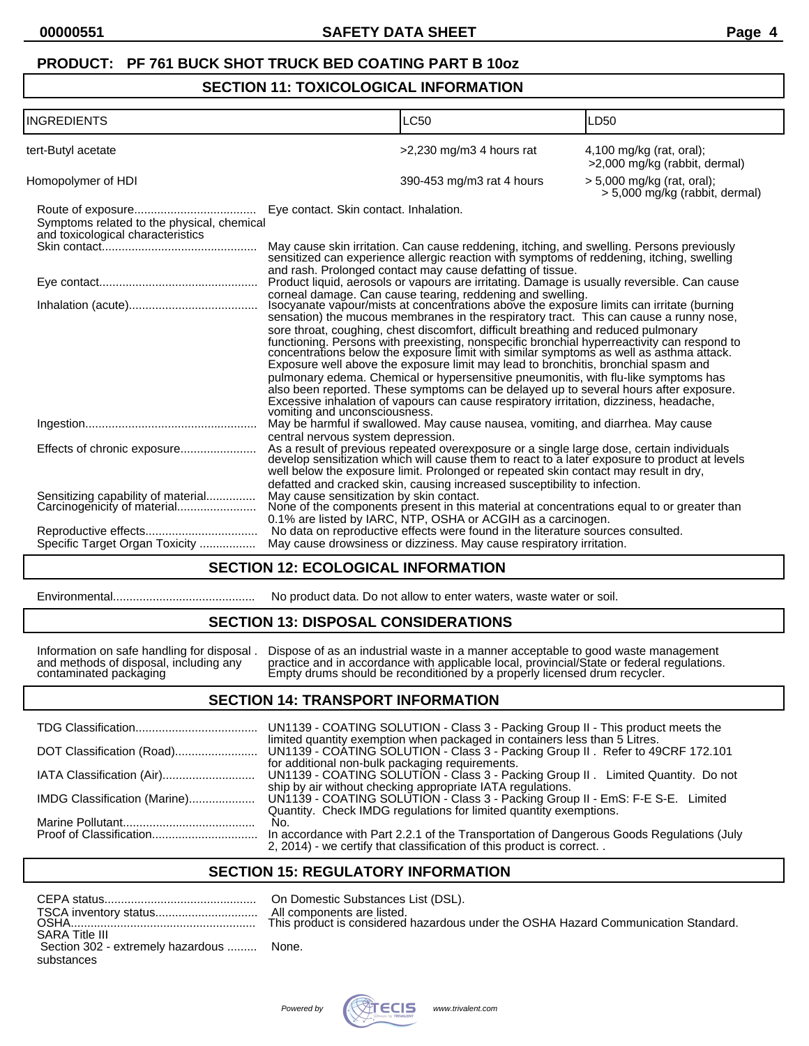**PRODUCT: PF 761 BUCK SHOT TRUCK BED COATING PART B 10oz**

## SECTION 11: TOXICOLOGICAL INFORMATION

| INGREDIENTS | LC50 | LD50 |
|---|---|---|
| tert-Butyl acetate | >2,230 mg/m3 4 hours rat | 4,100 mg/kg (rat, oral); >2,000 mg/kg (rabbit, dermal) |
| Homopolymer of HDI | 390-453 mg/m3 rat 4 hours | > 5,000 mg/kg (rat, oral); > 5,000 mg/kg (rabbit, dermal) |

Route of exposure.................................... Eye contact. Skin contact. Inhalation.

Symptoms related to the physical, chemical and toxicological characteristics

Skin contact.............................................. May cause skin irritation. Can cause reddening, itching, and swelling. Persons previously sensitized can experience allergic reaction with symptoms of reddening, itching, swelling and rash. Prolonged contact may cause defatting of tissue.

Eye contact............................................... Product liquid, aerosols or vapours are irritating. Damage is usually reversible. Can cause corneal damage. Can cause tearing, reddening and swelling.

Inhalation (acute)...................................... Isocyanate vapour/mists at concentrations above the exposure limits can irritate (burning sensation) the mucous membranes in the respiratory tract. This can cause a runny nose, sore throat, coughing, chest discomfort, difficult breathing and reduced pulmonary functioning. Persons with preexisting, nonspecific bronchial hyperreactivity can respond to concentrations below the exposure limit with similar symptoms as well as asthma attack. Exposure well above the exposure limit may lead to bronchitis, bronchial spasm and pulmonary edema. Chemical or hypersensitive pneumonitis, with flu-like symptoms has also been reported. These symptoms can be delayed up to several hours after exposure. Excessive inhalation of vapours can cause respiratory irritation, dizziness, headache, vomiting and unconsciousness.

Ingestion................................................... May be harmful if swallowed. May cause nausea, vomiting, and diarrhea. May cause central nervous system depression.

Effects of chronic exposure...................... As a result of previous repeated overexposure or a single large dose, certain individuals develop sensitization which will cause them to react to a later exposure to product at levels well below the exposure limit. Prolonged or repeated skin contact may result in dry, defatted and cracked skin, causing increased susceptibility to infection.

Sensitizing capability of material............... May cause sensitization by skin contact.

Carcinogenicity of material....................... None of the components present in this material at concentrations equal to or greater than 0.1% are listed by IARC, NTP, OSHA or ACGIH as a carcinogen.

Reproductive effects................................. No data on reproductive effects were found in the literature sources consulted.

Specific Target Organ Toxicity ................. May cause drowsiness or dizziness. May cause respiratory irritation.

## SECTION 12: ECOLOGICAL INFORMATION

Environmental.......................................... No product data. Do not allow to enter waters, waste water or soil.

## SECTION 13: DISPOSAL CONSIDERATIONS

Information on safe handling for disposal and methods of disposal, including any contaminated packaging . Dispose of as an industrial waste in a manner acceptable to good waste management practice and in accordance with applicable local, provincial/State or federal regulations. Empty drums should be reconditioned by a properly licensed drum recycler.

## SECTION 14: TRANSPORT INFORMATION

TDG Classification.................................... UN1139 - COATING SOLUTION - Class 3 - Packing Group II - This product meets the limited quantity exemption when packaged in containers less than 5 Litres.

DOT Classification (Road)......................... UN1139 - COATING SOLUTION - Class 3 - Packing Group II . Refer to 49CRF 172.101 for additional non-bulk packaging requirements.

IATA Classification (Air)............................ UN1139 - COATING SOLUTION - Class 3 - Packing Group II . Limited Quantity. Do not ship by air without checking appropriate IATA regulations.

IMDG Classification (Marine).................... UN1139 - COATING SOLUTION - Class 3 - Packing Group II - EmS: F-E S-E. Limited Quantity. Check IMDG regulations for limited quantity exemptions.

Marine Pollutant........................................ No.

Proof of Classification................................ In accordance with Part 2.2.1 of the Transportation of Dangerous Goods Regulations (July 2, 2014) - we certify that classification of this product is correct. .

## SECTION 15: REGULATORY INFORMATION

CEPA status............................................. On Domestic Substances List (DSL).

TSCA inventory status............................... All components are listed.

OSHA........................................................ This product is considered hazardous under the OSHA Hazard Communication Standard.

SARA Title III

Section 302 - extremely hazardous substances ......... None.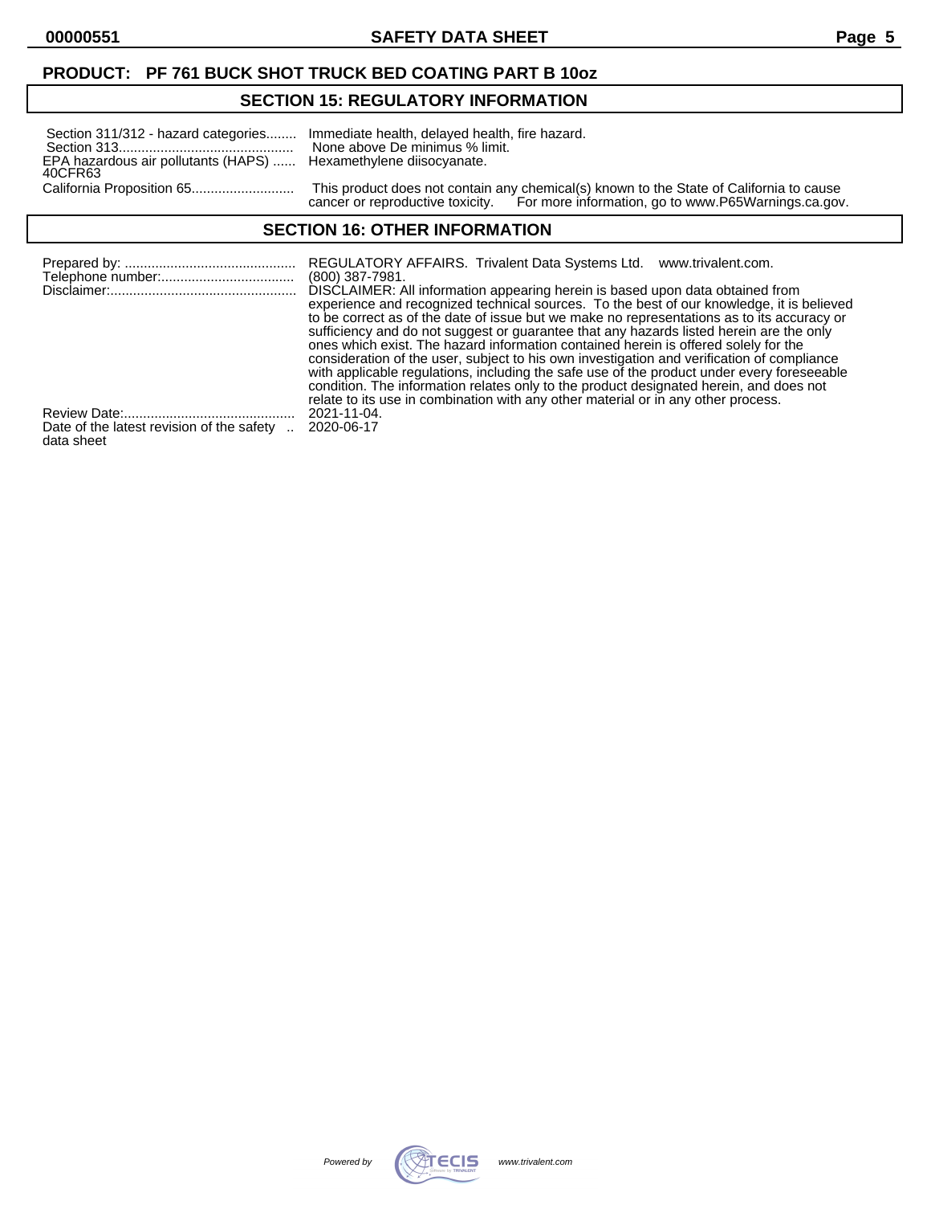**PRODUCT: PF 761 BUCK SHOT TRUCK BED COATING PART B 10oz**

## SECTION 15: REGULATORY INFORMATION

| | |
|---|---|
| Section 311/312 - hazard categories........ | Immediate health, delayed health, fire hazard. |
| Section 313............................................. | None above De minimus % limit. |
| EPA hazardous air pollutants (HAPS) ...... 40CFR63 | Hexamethylene diisocyanate. |
| California Proposition 65........................... | This product does not contain any chemical(s) known to the State of California to cause cancer or reproductive toxicity. For more information, go to www.P65Warnings.ca.gov. |

## SECTION 16: OTHER INFORMATION

| | |
|---|---|
| Prepared by: ............................................ | REGULATORY AFFAIRS. Trivalent Data Systems Ltd. www.trivalent.com. |
| Telephone number:................................... | (800) 387-7981. |
| Disclaimer:................................................ | DISCLAIMER: All information appearing herein is based upon data obtained from experience and recognized technical sources. To the best of our knowledge, it is believed to be correct as of the date of issue but we make no representations as to its accuracy or sufficiency and do not suggest or guarantee that any hazards listed herein are the only ones which exist. The hazard information contained herein is offered solely for the consideration of the user, subject to his own investigation and verification of compliance with applicable regulations, including the safe use of the product under every foreseeable condition. The information relates only to the product designated herein, and does not relate to its use in combination with any other material or in any other process. |
| Review Date:............................................. | 2021-11-04. |
| Date of the latest revision of the safety .. data sheet | 2020-06-17 |